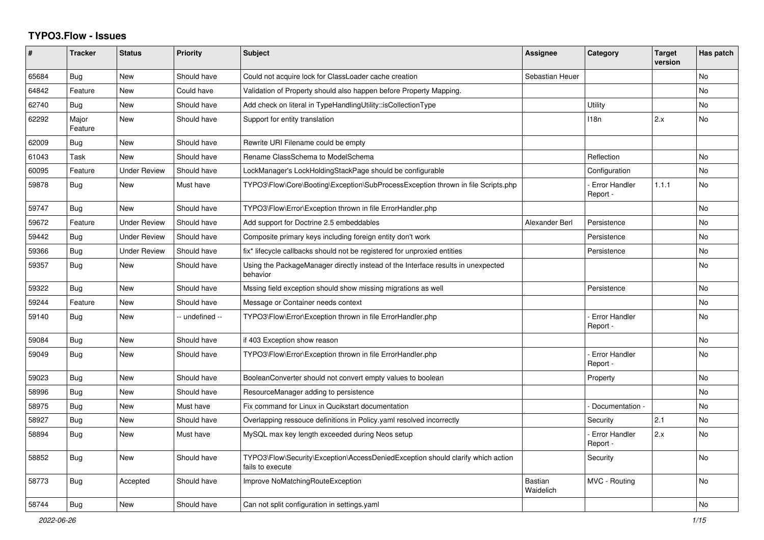# TYPO3.Flow - Issues

| # | Tracker | Status | Priority | Subject | Assignee | Category | Target version | Has patch |
|---|---|---|---|---|---|---|---|---|
| 65684 | Bug | New | Should have | Could not acquire lock for ClassLoader cache creation | Sebastian Heuer | | | No |
| 64842 | Feature | New | Could have | Validation of Property should also happen before Property Mapping. | | | | No |
| 62740 | Bug | New | Should have | Add check on literal in TypeHandlingUtility::isCollectionType | | Utility | | No |
| 62292 | Major Feature | New | Should have | Support for entity translation | | I18n | 2.x | No |
| 62009 | Bug | New | Should have | Rewrite URI Filename could be empty | | | | |
| 61043 | Task | New | Should have | Rename ClassSchema to ModelSchema | | Reflection | | No |
| 60095 | Feature | Under Review | Should have | LockManager's LockHoldingStackPage should be configurable | | Configuration | | No |
| 59878 | Bug | New | Must have | TYPO3\Flow\Core\Booting\Exception\SubProcessException thrown in file Scripts.php | | - Error Handler Report - | 1.1.1 | No |
| 59747 | Bug | New | Should have | TYPO3\Flow\Error\Exception thrown in file ErrorHandler.php | | | | No |
| 59672 | Feature | Under Review | Should have | Add support for Doctrine 2.5 embeddables | Alexander Berl | Persistence | | No |
| 59442 | Bug | Under Review | Should have | Composite primary keys including foreign entity don't work | | Persistence | | No |
| 59366 | Bug | Under Review | Should have | fix* lifecycle callbacks should not be registered for unproxied entities | | Persistence | | No |
| 59357 | Bug | New | Should have | Using the PackageManager directly instead of the Interface results in unexpected behavior | | | | No |
| 59322 | Bug | New | Should have | Mssing field exception should show missing migrations as well | | Persistence | | No |
| 59244 | Feature | New | Should have | Message or Container needs context | | | | No |
| 59140 | Bug | New | -- undefined -- | TYPO3\Flow\Error\Exception thrown in file ErrorHandler.php | | - Error Handler Report - | | No |
| 59084 | Bug | New | Should have | if 403 Exception show reason | | | | No |
| 59049 | Bug | New | Should have | TYPO3\Flow\Error\Exception thrown in file ErrorHandler.php | | - Error Handler Report - | | No |
| 59023 | Bug | New | Should have | BooleanConverter should not convert empty values to boolean | | Property | | No |
| 58996 | Bug | New | Should have | ResourceManager adding to persistence | | | | No |
| 58975 | Bug | New | Must have | Fix command for Linux in Qucikstart documentation | | - Documentation - | | No |
| 58927 | Bug | New | Should have | Overlapping ressouce definitions in Policy.yaml resolved incorrectly | | Security | 2.1 | No |
| 58894 | Bug | New | Must have | MySQL max key length exceeded during Neos setup | | - Error Handler Report - | 2.x | No |
| 58852 | Bug | New | Should have | TYPO3\Flow\Security\Exception\AccessDeniedException should clarify which action fails to execute | | Security | | No |
| 58773 | Bug | Accepted | Should have | Improve NoMatchingRouteException | Bastian Waidelich | MVC - Routing | | No |
| 58744 | Bug | New | Should have | Can not split configuration in settings.yaml | | | | No |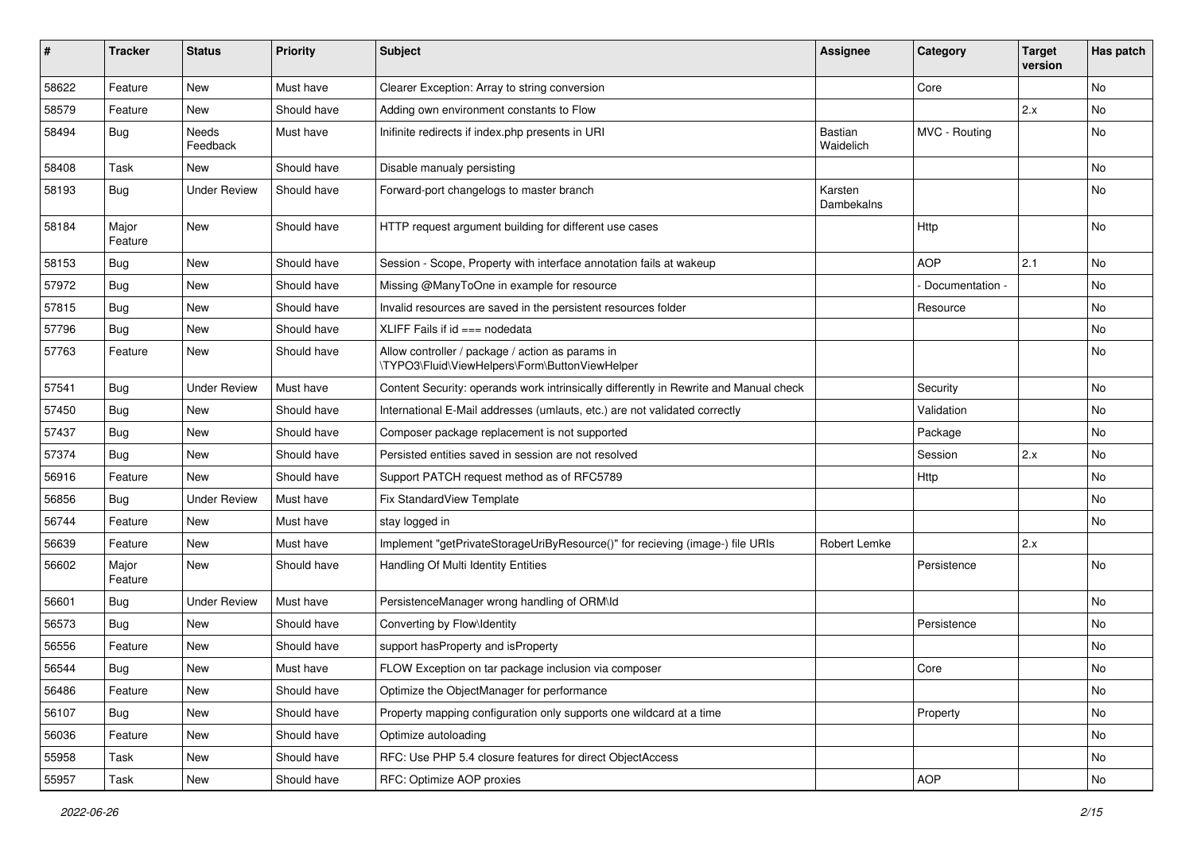| # | Tracker | Status | Priority | Subject | Assignee | Category | Target version | Has patch |
|---|---|---|---|---|---|---|---|---|
| 58622 | Feature | New | Must have | Clearer Exception: Array to string conversion | | Core | | No |
| 58579 | Feature | New | Should have | Adding own environment constants to Flow | | | 2.x | No |
| 58494 | Bug | Needs Feedback | Must have | Inifinite redirects if index.php presents in URI | Bastian Waidelich | MVC - Routing | | No |
| 58408 | Task | New | Should have | Disable manualy persisting | | | | No |
| 58193 | Bug | Under Review | Should have | Forward-port changelogs to master branch | Karsten Dambekalns | | | No |
| 58184 | Major Feature | New | Should have | HTTP request argument building for different use cases | | Http | | No |
| 58153 | Bug | New | Should have | Session - Scope, Property with interface annotation fails at wakeup | | AOP | 2.1 | No |
| 57972 | Bug | New | Should have | Missing @ManyToOne in example for resource | | - Documentation - | | No |
| 57815 | Bug | New | Should have | Invalid resources are saved in the persistent resources folder | | Resource | | No |
| 57796 | Bug | New | Should have | XLIFF Fails if id === nodedata | | | | No |
| 57763 | Feature | New | Should have | Allow controller / package / action as params in \TYPO3\Fluid\ViewHelpers\Form\ButtonViewHelper | | | | No |
| 57541 | Bug | Under Review | Must have | Content Security: operands work intrinsically differently in Rewrite and Manual check | | Security | | No |
| 57450 | Bug | New | Should have | International E-Mail addresses (umlauts, etc.) are not validated correctly | | Validation | | No |
| 57437 | Bug | New | Should have | Composer package replacement is not supported | | Package | | No |
| 57374 | Bug | New | Should have | Persisted entities saved in session are not resolved | | Session | 2.x | No |
| 56916 | Feature | New | Should have | Support PATCH request method as of RFC5789 | | Http | | No |
| 56856 | Bug | Under Review | Must have | Fix StandardView Template | | | | No |
| 56744 | Feature | New | Must have | stay logged in | | | | No |
| 56639 | Feature | New | Must have | Implement "getPrivateStorageUriByResource()" for recieving (image-) file URIs | Robert Lemke | | 2.x | |
| 56602 | Major Feature | New | Should have | Handling Of Multi Identity Entities | | Persistence | | No |
| 56601 | Bug | Under Review | Must have | PersistenceManager wrong handling of ORM\Id | | | | No |
| 56573 | Bug | New | Should have | Converting by Flow\Identity | | Persistence | | No |
| 56556 | Feature | New | Should have | support hasProperty and isProperty | | | | No |
| 56544 | Bug | New | Must have | FLOW Exception on tar package inclusion via composer | | Core | | No |
| 56486 | Feature | New | Should have | Optimize the ObjectManager for performance | | | | No |
| 56107 | Bug | New | Should have | Property mapping configuration only supports one wildcard at a time | | Property | | No |
| 56036 | Feature | New | Should have | Optimize autoloading | | | | No |
| 55958 | Task | New | Should have | RFC: Use PHP 5.4 closure features for direct ObjectAccess | | | | No |
| 55957 | Task | New | Should have | RFC: Optimize AOP proxies | | AOP | | No |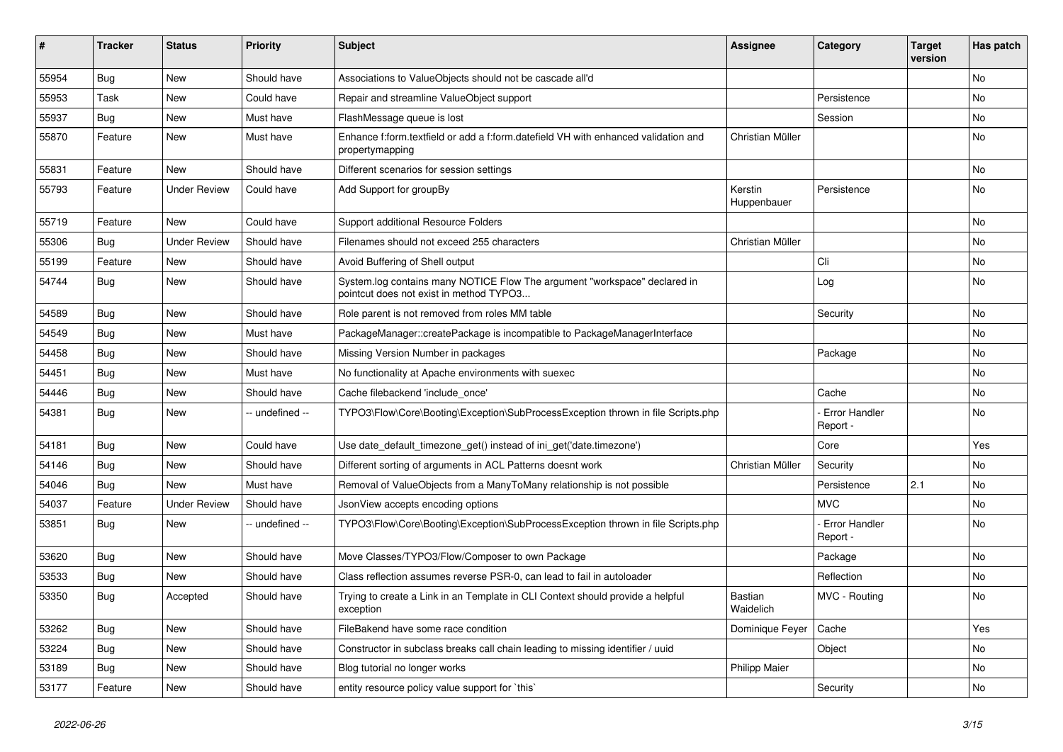| # | Tracker | Status | Priority | Subject | Assignee | Category | Target version | Has patch |
|---|---|---|---|---|---|---|---|---|
| 55954 | Bug | New | Should have | Associations to ValueObjects should not be cascade all'd | | | | No |
| 55953 | Task | New | Could have | Repair and streamline ValueObject support | | Persistence | | No |
| 55937 | Bug | New | Must have | FlashMessage queue is lost | | Session | | No |
| 55870 | Feature | New | Must have | Enhance f:form.textfield or add a f:form.datefield VH with enhanced validation and propertymapping | Christian Müller | | | No |
| 55831 | Feature | New | Should have | Different scenarios for session settings | | | | No |
| 55793 | Feature | Under Review | Could have | Add Support for groupBy | Kerstin Huppenbauer | Persistence | | No |
| 55719 | Feature | New | Could have | Support additional Resource Folders | | | | No |
| 55306 | Bug | Under Review | Should have | Filenames should not exceed 255 characters | Christian Müller | | | No |
| 55199 | Feature | New | Should have | Avoid Buffering of Shell output | | Cli | | No |
| 54744 | Bug | New | Should have | System.log contains many NOTICE Flow The argument "workspace" declared in pointcut does not exist in method TYPO3... | | Log | | No |
| 54589 | Bug | New | Should have | Role parent is not removed from roles MM table | | Security | | No |
| 54549 | Bug | New | Must have | PackageManager::createPackage is incompatible to PackageManagerInterface | | | | No |
| 54458 | Bug | New | Should have | Missing Version Number in packages | | Package | | No |
| 54451 | Bug | New | Must have | No functionality at Apache environments with suexec | | | | No |
| 54446 | Bug | New | Should have | Cache filebackend 'include_once' | | Cache | | No |
| 54381 | Bug | New | -- undefined -- | TYPO3\Flow\Core\Booting\Exception\SubProcessException thrown in file Scripts.php | | - Error Handler Report - | | No |
| 54181 | Bug | New | Could have | Use date_default_timezone_get() instead of ini_get('date.timezone') | | Core | | Yes |
| 54146 | Bug | New | Should have | Different sorting of arguments in ACL Patterns doesnt work | Christian Müller | Security | | No |
| 54046 | Bug | New | Must have | Removal of ValueObjects from a ManyToMany relationship is not possible | | Persistence | 2.1 | No |
| 54037 | Feature | Under Review | Should have | JsonView accepts encoding options | | MVC | | No |
| 53851 | Bug | New | -- undefined -- | TYPO3\Flow\Core\Booting\Exception\SubProcessException thrown in file Scripts.php | | - Error Handler Report - | | No |
| 53620 | Bug | New | Should have | Move Classes/TYPO3/Flow/Composer to own Package | | Package | | No |
| 53533 | Bug | New | Should have | Class reflection assumes reverse PSR-0, can lead to fail in autoloader | | Reflection | | No |
| 53350 | Bug | Accepted | Should have | Trying to create a Link in an Template in CLI Context should provide a helpful exception | Bastian Waidelich | MVC - Routing | | No |
| 53262 | Bug | New | Should have | FileBakend have some race condition | Dominique Feyer | Cache | | Yes |
| 53224 | Bug | New | Should have | Constructor in subclass breaks call chain leading to missing identifier / uuid | | Object | | No |
| 53189 | Bug | New | Should have | Blog tutorial no longer works | Philipp Maier | | | No |
| 53177 | Feature | New | Should have | entity resource policy value support for `this` | | Security | | No |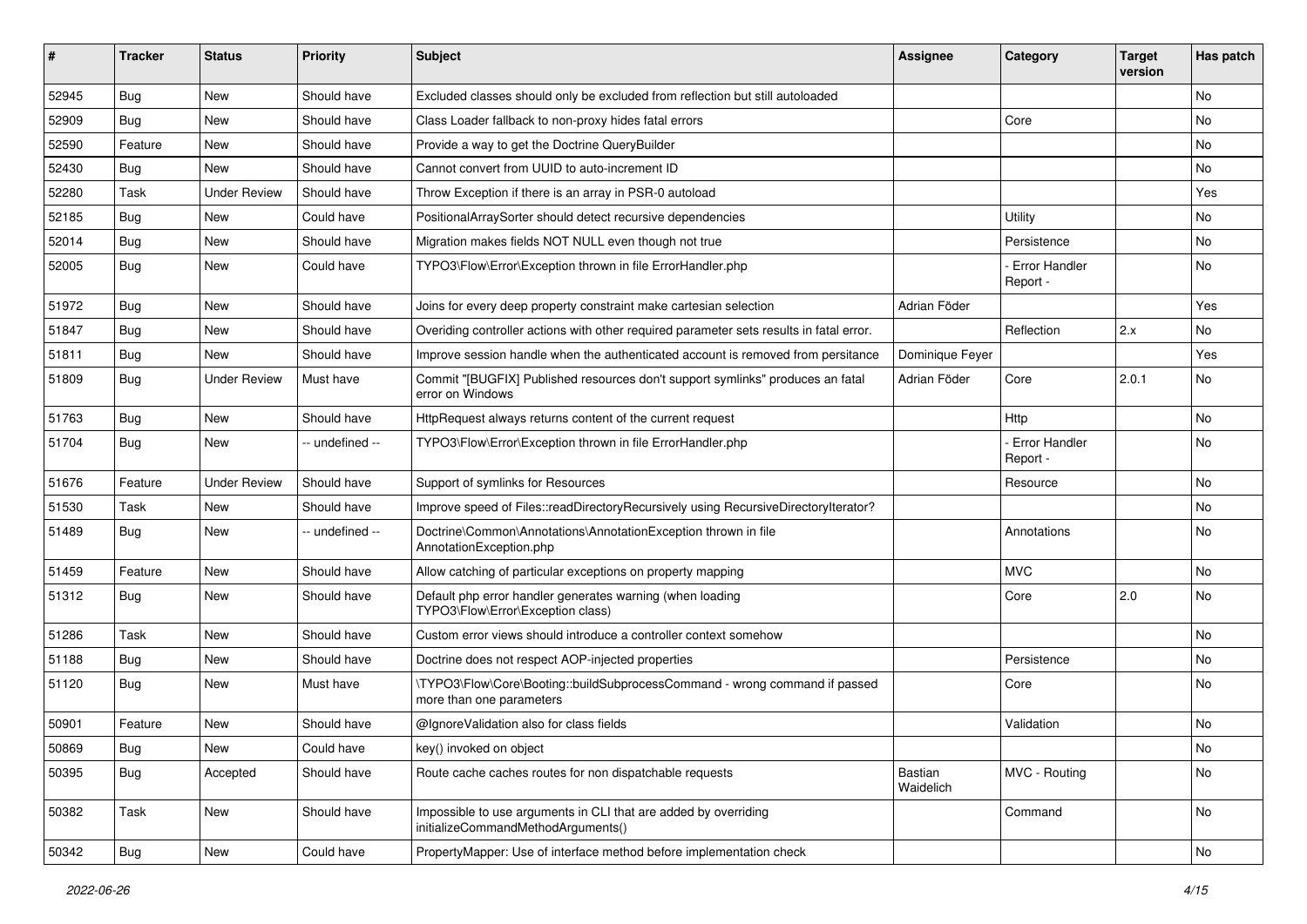| # | Tracker | Status | Priority | Subject | Assignee | Category | Target version | Has patch |
|---|---|---|---|---|---|---|---|---|
| 52945 | Bug | New | Should have | Excluded classes should only be excluded from reflection but still autoloaded | | | | No |
| 52909 | Bug | New | Should have | Class Loader fallback to non-proxy hides fatal errors | | Core | | No |
| 52590 | Feature | New | Should have | Provide a way to get the Doctrine QueryBuilder | | | | No |
| 52430 | Bug | New | Should have | Cannot convert from UUID to auto-increment ID | | | | No |
| 52280 | Task | Under Review | Should have | Throw Exception if there is an array in PSR-0 autoload | | | | Yes |
| 52185 | Bug | New | Could have | PositionalArraySorter should detect recursive dependencies | | Utility | | No |
| 52014 | Bug | New | Should have | Migration makes fields NOT NULL even though not true | | Persistence | | No |
| 52005 | Bug | New | Could have | TYPO3\Flow\Error\Exception thrown in file ErrorHandler.php | | - Error Handler Report - | | No |
| 51972 | Bug | New | Should have | Joins for every deep property constraint make cartesian selection | Adrian Föder | | | Yes |
| 51847 | Bug | New | Should have | Overiding controller actions with other required parameter sets results in fatal error. | | Reflection | 2.x | No |
| 51811 | Bug | New | Should have | Improve session handle when the authenticated account is removed from persitance | Dominique Feyer | | | Yes |
| 51809 | Bug | Under Review | Must have | Commit "[BUGFIX] Published resources don't support symlinks" produces an fatal error on Windows | Adrian Föder | Core | 2.0.1 | No |
| 51763 | Bug | New | Should have | HttpRequest always returns content of the current request | | Http | | No |
| 51704 | Bug | New | -- undefined -- | TYPO3\Flow\Error\Exception thrown in file ErrorHandler.php | | - Error Handler Report - | | No |
| 51676 | Feature | Under Review | Should have | Support of symlinks for Resources | | Resource | | No |
| 51530 | Task | New | Should have | Improve speed of Files::readDirectoryRecursively using RecursiveDirectoryIterator? | | | | No |
| 51489 | Bug | New | -- undefined -- | Doctrine\Common\Annotations\AnnotationException thrown in file AnnotationException.php | | Annotations | | No |
| 51459 | Feature | New | Should have | Allow catching of particular exceptions on property mapping | | MVC | | No |
| 51312 | Bug | New | Should have | Default php error handler generates warning (when loading TYPO3\Flow\Error\Exception class) | | Core | 2.0 | No |
| 51286 | Task | New | Should have | Custom error views should introduce a controller context somehow | | | | No |
| 51188 | Bug | New | Should have | Doctrine does not respect AOP-injected properties | | Persistence | | No |
| 51120 | Bug | New | Must have | \TYPO3\Flow\Core\Booting::buildSubprocessCommand - wrong command if passed more than one parameters | | Core | | No |
| 50901 | Feature | New | Should have | @IgnoreValidation also for class fields | | Validation | | No |
| 50869 | Bug | New | Could have | key() invoked on object | | | | No |
| 50395 | Bug | Accepted | Should have | Route cache caches routes for non dispatchable requests | Bastian Waidelich | MVC - Routing | | No |
| 50382 | Task | New | Should have | Impossible to use arguments in CLI that are added by overriding initializeCommandMethodArguments() | | Command | | No |
| 50342 | Bug | New | Could have | PropertyMapper: Use of interface method before implementation check | | | | No |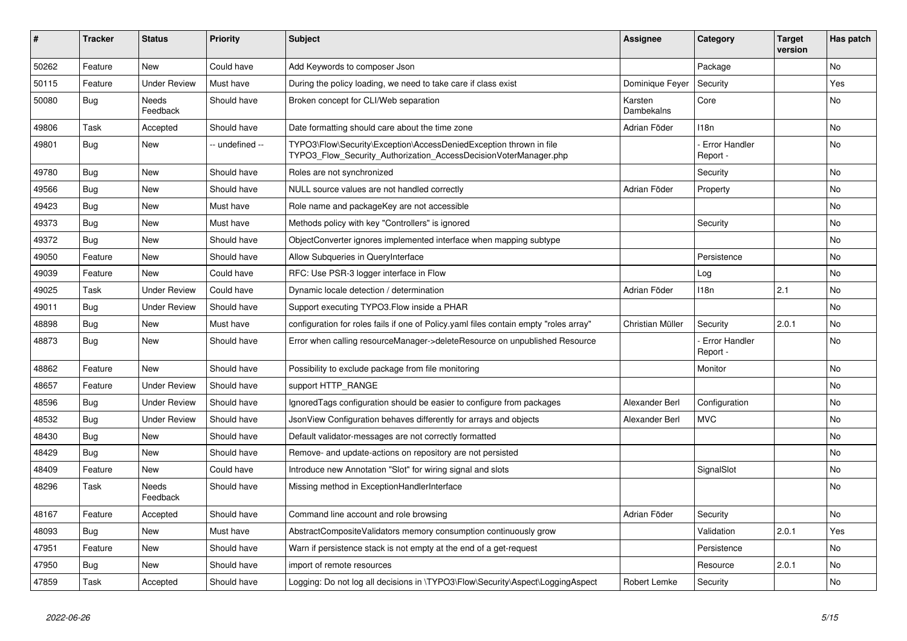| # | Tracker | Status | Priority | Subject | Assignee | Category | Target version | Has patch |
|---|---|---|---|---|---|---|---|---|
| 50262 | Feature | New | Could have | Add Keywords to composer Json | | Package | | No |
| 50115 | Feature | Under Review | Must have | During the policy loading, we need to take care if class exist | Dominique Feyer | Security | | Yes |
| 50080 | Bug | Needs Feedback | Should have | Broken concept for CLI/Web separation | Karsten Dambekalns | Core | | No |
| 49806 | Task | Accepted | Should have | Date formatting should care about the time zone | Adrian Föder | I18n | | No |
| 49801 | Bug | New | -- undefined -- | TYPO3\Flow\Security\Exception\AccessDeniedException thrown in file TYPO3_Flow_Security_Authorization_AccessDecisionVoterManager.php | | - Error Handler Report - | | No |
| 49780 | Bug | New | Should have | Roles are not synchronized | | Security | | No |
| 49566 | Bug | New | Should have | NULL source values are not handled correctly | Adrian Föder | Property | | No |
| 49423 | Bug | New | Must have | Role name and packageKey are not accessible | | | | No |
| 49373 | Bug | New | Must have | Methods policy with key "Controllers" is ignored | | Security | | No |
| 49372 | Bug | New | Should have | ObjectConverter ignores implemented interface when mapping subtype | | | | No |
| 49050 | Feature | New | Should have | Allow Subqueries in QueryInterface | | Persistence | | No |
| 49039 | Feature | New | Could have | RFC: Use PSR-3 logger interface in Flow | | Log | | No |
| 49025 | Task | Under Review | Could have | Dynamic locale detection / determination | Adrian Föder | I18n | 2.1 | No |
| 49011 | Bug | Under Review | Should have | Support executing TYPO3.Flow inside a PHAR | | | | No |
| 48898 | Bug | New | Must have | configuration for roles fails if one of Policy.yaml files contain empty "roles array" | Christian Müller | Security | 2.0.1 | No |
| 48873 | Bug | New | Should have | Error when calling resourceManager->deleteResource on unpublished Resource | | - Error Handler Report - | | No |
| 48862 | Feature | New | Should have | Possibility to exclude package from file monitoring | | Monitor | | No |
| 48657 | Feature | Under Review | Should have | support HTTP_RANGE | | | | No |
| 48596 | Bug | Under Review | Should have | IgnoredTags configuration should be easier to configure from packages | Alexander Berl | Configuration | | No |
| 48532 | Bug | Under Review | Should have | JsonView Configuration behaves differently for arrays and objects | Alexander Berl | MVC | | No |
| 48430 | Bug | New | Should have | Default validator-messages are not correctly formatted | | | | No |
| 48429 | Bug | New | Should have | Remove- and update-actions on repository are not persisted | | | | No |
| 48409 | Feature | New | Could have | Introduce new Annotation "Slot" for wiring signal and slots | | SignalSlot | | No |
| 48296 | Task | Needs Feedback | Should have | Missing method in ExceptionHandlerInterface | | | | No |
| 48167 | Feature | Accepted | Should have | Command line account and role browsing | Adrian Föder | Security | | No |
| 48093 | Bug | New | Must have | AbstractCompositeValidators memory consumption continuously grow | | Validation | 2.0.1 | Yes |
| 47951 | Feature | New | Should have | Warn if persistence stack is not empty at the end of a get-request | | Persistence | | No |
| 47950 | Bug | New | Should have | import of remote resources | | Resource | 2.0.1 | No |
| 47859 | Task | Accepted | Should have | Logging: Do not log all decisions in \TYPO3\Flow\Security\Aspect\LoggingAspect | Robert Lemke | Security | | No |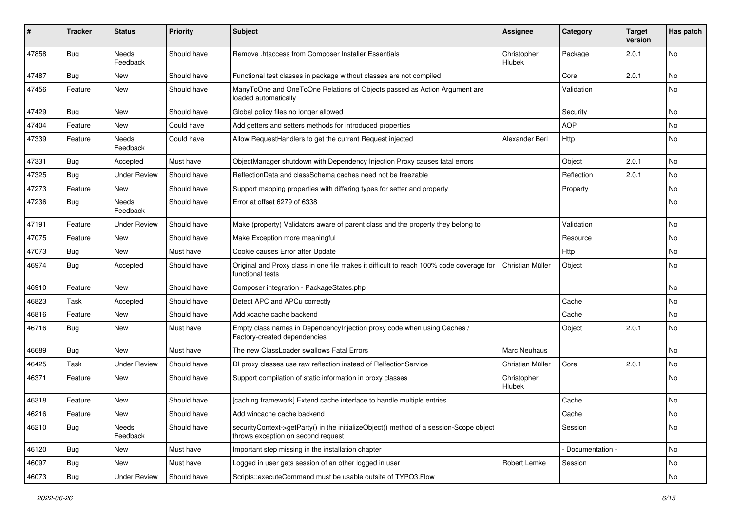| # | Tracker | Status | Priority | Subject | Assignee | Category | Target version | Has patch |
|---|---|---|---|---|---|---|---|---|
| 47858 | Bug | Needs Feedback | Should have | Remove .htaccess from Composer Installer Essentials | Christopher Hlubek | Package | 2.0.1 | No |
| 47487 | Bug | New | Should have | Functional test classes in package without classes are not compiled | | Core | 2.0.1 | No |
| 47456 | Feature | New | Should have | ManyToOne and OneToOne Relations of Objects passed as Action Argument are loaded automatically | | Validation | | No |
| 47429 | Bug | New | Should have | Global policy files no longer allowed | | Security | | No |
| 47404 | Feature | New | Could have | Add getters and setters methods for introduced properties | | AOP | | No |
| 47339 | Feature | Needs Feedback | Could have | Allow RequestHandlers to get the current Request injected | Alexander Berl | Http | | No |
| 47331 | Bug | Accepted | Must have | ObjectManager shutdown with Dependency Injection Proxy causes fatal errors | | Object | 2.0.1 | No |
| 47325 | Bug | Under Review | Should have | ReflectionData and classSchema caches need not be freezable | | Reflection | 2.0.1 | No |
| 47273 | Feature | New | Should have | Support mapping properties with differing types for setter and property | | Property | | No |
| 47236 | Bug | Needs Feedback | Should have | Error at offset 6279 of 6338 | | | | No |
| 47191 | Feature | Under Review | Should have | Make (property) Validators aware of parent class and the property they belong to | | Validation | | No |
| 47075 | Feature | New | Should have | Make Exception more meaningful | | Resource | | No |
| 47073 | Bug | New | Must have | Cookie causes Error after Update | | Http | | No |
| 46974 | Bug | Accepted | Should have | Original and Proxy class in one file makes it difficult to reach 100% code coverage for functional tests | Christian Müller | Object | | No |
| 46910 | Feature | New | Should have | Composer integration - PackageStates.php | | | | No |
| 46823 | Task | Accepted | Should have | Detect APC and APCu correctly | | Cache | | No |
| 46816 | Feature | New | Should have | Add xcache cache backend | | Cache | | No |
| 46716 | Bug | New | Must have | Empty class names in DependencyInjection proxy code when using Caches / Factory-created dependencies | | Object | 2.0.1 | No |
| 46689 | Bug | New | Must have | The new ClassLoader swallows Fatal Errors | Marc Neuhaus | | | No |
| 46425 | Task | Under Review | Should have | DI proxy classes use raw reflection instead of RelfectionService | Christian Müller | Core | 2.0.1 | No |
| 46371 | Feature | New | Should have | Support compilation of static information in proxy classes | Christopher Hlubek | | | No |
| 46318 | Feature | New | Should have | [caching framework] Extend cache interface to handle multiple entries | | Cache | | No |
| 46216 | Feature | New | Should have | Add wincache cache backend | | Cache | | No |
| 46210 | Bug | Needs Feedback | Should have | securityContext->getParty() in the initializeObject() method of a session-Scope object throws exception on second request | | Session | | No |
| 46120 | Bug | New | Must have | Important step missing in the installation chapter | | - Documentation - | | No |
| 46097 | Bug | New | Must have | Logged in user gets session of an other logged in user | Robert Lemke | Session | | No |
| 46073 | Bug | Under Review | Should have | Scripts::executeCommand must be usable outsite of TYPO3.Flow | | | | No |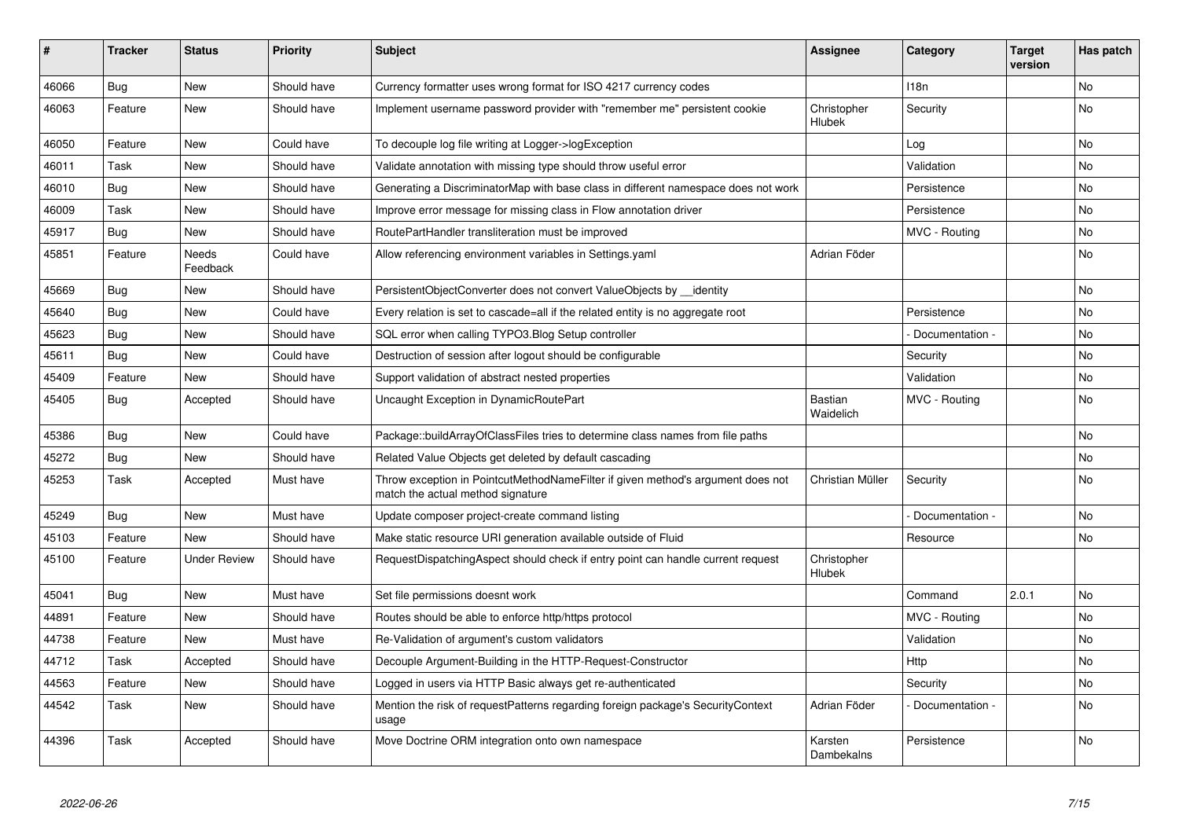| # | Tracker | Status | Priority | Subject | Assignee | Category | Target version | Has patch |
|---|---|---|---|---|---|---|---|---|
| 46066 | Bug | New | Should have | Currency formatter uses wrong format for ISO 4217 currency codes | | I18n | | No |
| 46063 | Feature | New | Should have | Implement username password provider with "remember me" persistent cookie | Christopher Hlubek | Security | | No |
| 46050 | Feature | New | Could have | To decouple log file writing at Logger->logException | | Log | | No |
| 46011 | Task | New | Should have | Validate annotation with missing type should throw useful error | | Validation | | No |
| 46010 | Bug | New | Should have | Generating a DiscriminatorMap with base class in different namespace does not work | | Persistence | | No |
| 46009 | Task | New | Should have | Improve error message for missing class in Flow annotation driver | | Persistence | | No |
| 45917 | Bug | New | Should have | RoutePartHandler transliteration must be improved | | MVC - Routing | | No |
| 45851 | Feature | Needs Feedback | Could have | Allow referencing environment variables in Settings.yaml | Adrian Föder | | | No |
| 45669 | Bug | New | Should have | PersistentObjectConverter does not convert ValueObjects by __identity | | | | No |
| 45640 | Bug | New | Could have | Every relation is set to cascade=all if the related entity is no aggregate root | | Persistence | | No |
| 45623 | Bug | New | Should have | SQL error when calling TYPO3.Blog Setup controller | | - Documentation - | | No |
| 45611 | Bug | New | Could have | Destruction of session after logout should be configurable | | Security | | No |
| 45409 | Feature | New | Should have | Support validation of abstract nested properties | | Validation | | No |
| 45405 | Bug | Accepted | Should have | Uncaught Exception in DynamicRoutePart | Bastian Waidelich | MVC - Routing | | No |
| 45386 | Bug | New | Could have | Package::buildArrayOfClassFiles tries to determine class names from file paths | | | | No |
| 45272 | Bug | New | Should have | Related Value Objects get deleted by default cascading | | | | No |
| 45253 | Task | Accepted | Must have | Throw exception in PointcutMethodNameFilter if given method's argument does not match the actual method signature | Christian Müller | Security | | No |
| 45249 | Bug | New | Must have | Update composer project-create command listing | | - Documentation - | | No |
| 45103 | Feature | New | Should have | Make static resource URI generation available outside of Fluid | | Resource | | No |
| 45100 | Feature | Under Review | Should have | RequestDispatchingAspect should check if entry point can handle current request | Christopher Hlubek | | | |
| 45041 | Bug | New | Must have | Set file permissions doesnt work | | Command | 2.0.1 | No |
| 44891 | Feature | New | Should have | Routes should be able to enforce http/https protocol | | MVC - Routing | | No |
| 44738 | Feature | New | Must have | Re-Validation of argument's custom validators | | Validation | | No |
| 44712 | Task | Accepted | Should have | Decouple Argument-Building in the HTTP-Request-Constructor | | Http | | No |
| 44563 | Feature | New | Should have | Logged in users via HTTP Basic always get re-authenticated | | Security | | No |
| 44542 | Task | New | Should have | Mention the risk of requestPatterns regarding foreign package's SecurityContext usage | Adrian Föder | - Documentation - | | No |
| 44396 | Task | Accepted | Should have | Move Doctrine ORM integration onto own namespace | Karsten Dambekalns | Persistence | | No |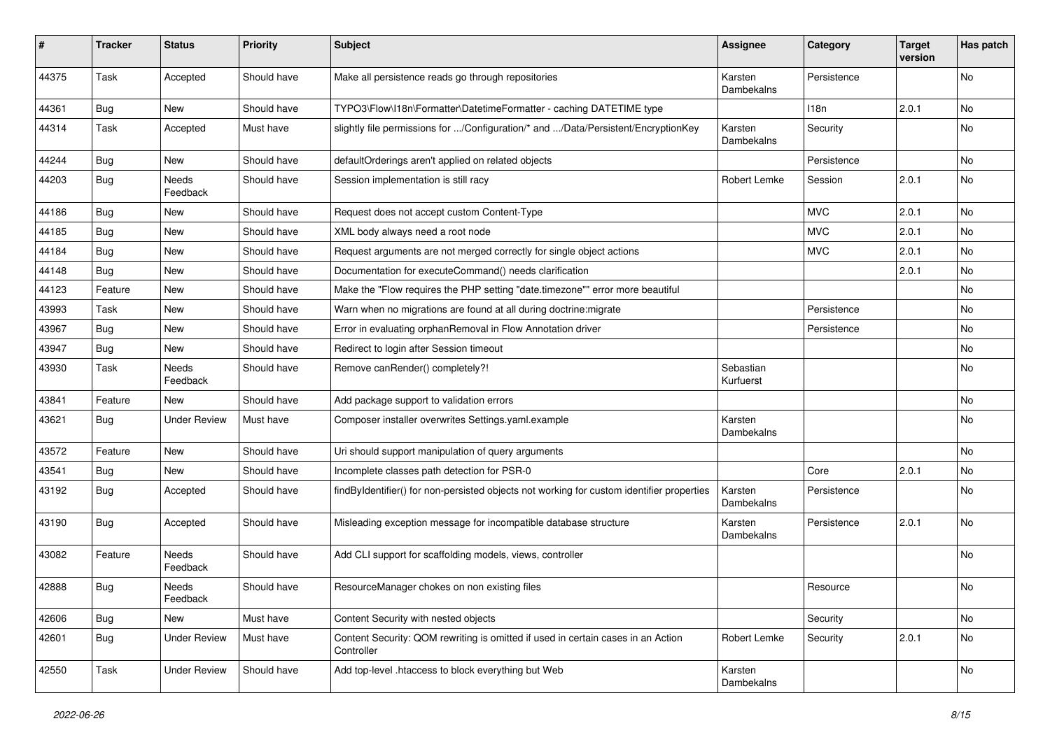| # | Tracker | Status | Priority | Subject | Assignee | Category | Target version | Has patch |
| --- | --- | --- | --- | --- | --- | --- | --- | --- |
| 44375 | Task | Accepted | Should have | Make all persistence reads go through repositories | Karsten Dambekalns | Persistence | | No |
| 44361 | Bug | New | Should have | TYPO3\Flow\I18n\Formatter\DatetimeFormatter - caching DATETIME type | | I18n | 2.0.1 | No |
| 44314 | Task | Accepted | Must have | slightly file permissions for .../Configuration/* and .../Data/Persistent/EncryptionKey | Karsten Dambekalns | Security | | No |
| 44244 | Bug | New | Should have | defaultOrderings aren't applied on related objects | | Persistence | | No |
| 44203 | Bug | Needs Feedback | Should have | Session implementation is still racy | Robert Lemke | Session | 2.0.1 | No |
| 44186 | Bug | New | Should have | Request does not accept custom Content-Type | | MVC | 2.0.1 | No |
| 44185 | Bug | New | Should have | XML body always need a root node | | MVC | 2.0.1 | No |
| 44184 | Bug | New | Should have | Request arguments are not merged correctly for single object actions | | MVC | 2.0.1 | No |
| 44148 | Bug | New | Should have | Documentation for executeCommand() needs clarification | | | 2.0.1 | No |
| 44123 | Feature | New | Should have | Make the "Flow requires the PHP setting "date.timezone"" error more beautiful | | | | No |
| 43993 | Task | New | Should have | Warn when no migrations are found at all during doctrine:migrate | | Persistence | | No |
| 43967 | Bug | New | Should have | Error in evaluating orphanRemoval in Flow Annotation driver | | Persistence | | No |
| 43947 | Bug | New | Should have | Redirect to login after Session timeout | | | | No |
| 43930 | Task | Needs Feedback | Should have | Remove canRender() completely?! | Sebastian Kurfuerst | | | No |
| 43841 | Feature | New | Should have | Add package support to validation errors | | | | No |
| 43621 | Bug | Under Review | Must have | Composer installer overwrites Settings.yaml.example | Karsten Dambekalns | | | No |
| 43572 | Feature | New | Should have | Uri should support manipulation of query arguments | | | | No |
| 43541 | Bug | New | Should have | Incomplete classes path detection for PSR-0 | | Core | 2.0.1 | No |
| 43192 | Bug | Accepted | Should have | findByIdentifier() for non-persisted objects not working for custom identifier properties | Karsten Dambekalns | Persistence | | No |
| 43190 | Bug | Accepted | Should have | Misleading exception message for incompatible database structure | Karsten Dambekalns | Persistence | 2.0.1 | No |
| 43082 | Feature | Needs Feedback | Should have | Add CLI support for scaffolding models, views, controller | | | | No |
| 42888 | Bug | Needs Feedback | Should have | ResourceManager chokes on non existing files | | Resource | | No |
| 42606 | Bug | New | Must have | Content Security with nested objects | | Security | | No |
| 42601 | Bug | Under Review | Must have | Content Security: QOM rewriting is omitted if used in certain cases in an Action Controller | Robert Lemke | Security | 2.0.1 | No |
| 42550 | Task | Under Review | Should have | Add top-level .htaccess to block everything but Web | Karsten Dambekalns | | | No |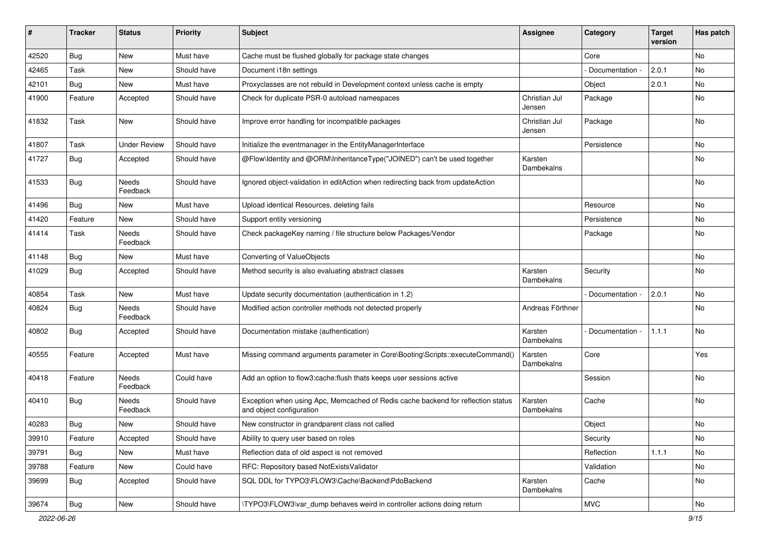| # | Tracker | Status | Priority | Subject | Assignee | Category | Target version | Has patch |
|---|---|---|---|---|---|---|---|---|
| 42520 | Bug | New | Must have | Cache must be flushed globally for package state changes | | Core | | No |
| 42465 | Task | New | Should have | Document i18n settings | | - Documentation - | 2.0.1 | No |
| 42101 | Bug | New | Must have | Proxyclasses are not rebuild in Development context unless cache is empty | | Object | 2.0.1 | No |
| 41900 | Feature | Accepted | Should have | Check for duplicate PSR-0 autoload namespaces | Christian Jul Jensen | Package | | No |
| 41832 | Task | New | Should have | Improve error handling for incompatible packages | Christian Jul Jensen | Package | | No |
| 41807 | Task | Under Review | Should have | Initialize the eventmanager in the EntityManagerInterface | | Persistence | | No |
| 41727 | Bug | Accepted | Should have | @Flow\Identity and @ORM\InheritanceType("JOINED") can't be used together | Karsten Dambekalns | | | No |
| 41533 | Bug | Needs Feedback | Should have | Ignored object-validation in editAction when redirecting back from updateAction | | | | No |
| 41496 | Bug | New | Must have | Upload identical Resources, deleting fails | | Resource | | No |
| 41420 | Feature | New | Should have | Support entity versioning | | Persistence | | No |
| 41414 | Task | Needs Feedback | Should have | Check packageKey naming / file structure below Packages/Vendor | | Package | | No |
| 41148 | Bug | New | Must have | Converting of ValueObjects | | | | No |
| 41029 | Bug | Accepted | Should have | Method security is also evaluating abstract classes | Karsten Dambekalns | Security | | No |
| 40854 | Task | New | Must have | Update security documentation (authentication in 1.2) | | - Documentation - | 2.0.1 | No |
| 40824 | Bug | Needs Feedback | Should have | Modified action controller methods not detected properly | Andreas Förthner | | | No |
| 40802 | Bug | Accepted | Should have | Documentation mistake (authentication) | Karsten Dambekalns | - Documentation - | 1.1.1 | No |
| 40555 | Feature | Accepted | Must have | Missing command arguments parameter in Core\Booting\Scripts::executeCommand() | Karsten Dambekalns | Core | | Yes |
| 40418 | Feature | Needs Feedback | Could have | Add an option to flow3:cache:flush thats keeps user sessions active | | Session | | No |
| 40410 | Bug | Needs Feedback | Should have | Exception when using Apc, Memcached of Redis cache backend for reflection status and object configuration | Karsten Dambekalns | Cache | | No |
| 40283 | Bug | New | Should have | New constructor in grandparent class not called | | Object | | No |
| 39910 | Feature | Accepted | Should have | Ability to query user based on roles | | Security | | No |
| 39791 | Bug | New | Must have | Reflection data of old aspect is not removed | | Reflection | 1.1.1 | No |
| 39788 | Feature | New | Could have | RFC: Repository based NotExistsValidator | | Validation | | No |
| 39699 | Bug | Accepted | Should have | SQL DDL for TYPO3\FLOW3\Cache\Backend\PdoBackend | Karsten Dambekalns | Cache | | No |
| 39674 | Bug | New | Should have | \TYPO3\FLOW3\var_dump behaves weird in controller actions doing return | | MVC | | No |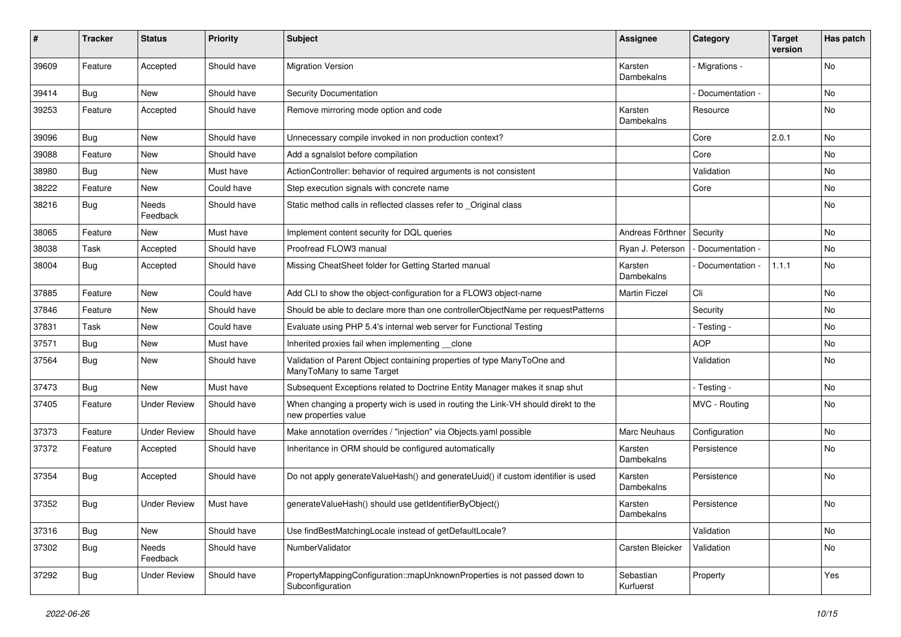| # | Tracker | Status | Priority | Subject | Assignee | Category | Target version | Has patch |
|---|---|---|---|---|---|---|---|---|
| 39609 | Feature | Accepted | Should have | Migration Version | Karsten Dambekalns | - Migrations - | | No |
| 39414 | Bug | New | Should have | Security Documentation | | - Documentation - | | No |
| 39253 | Feature | Accepted | Should have | Remove mirroring mode option and code | Karsten Dambekalns | Resource | | No |
| 39096 | Bug | New | Should have | Unnecessary compile invoked in non production context? | | Core | 2.0.1 | No |
| 39088 | Feature | New | Should have | Add a sgnalslot before compilation | | Core | | No |
| 38980 | Bug | New | Must have | ActionController: behavior of required arguments is not consistent | | Validation | | No |
| 38222 | Feature | New | Could have | Step execution signals with concrete name | | Core | | No |
| 38216 | Bug | Needs Feedback | Should have | Static method calls in reflected classes refer to _Original class | | | | No |
| 38065 | Feature | New | Must have | Implement content security for DQL queries | Andreas Förthner | Security | | No |
| 38038 | Task | Accepted | Should have | Proofread FLOW3 manual | Ryan J. Peterson | - Documentation - | | No |
| 38004 | Bug | Accepted | Should have | Missing CheatSheet folder for Getting Started manual | Karsten Dambekalns | - Documentation - | 1.1.1 | No |
| 37885 | Feature | New | Could have | Add CLI to show the object-configuration for a FLOW3 object-name | Martin Ficzel | Cli | | No |
| 37846 | Feature | New | Should have | Should be able to declare more than one controllerObjectName per requestPatterns | | Security | | No |
| 37831 | Task | New | Could have | Evaluate using PHP 5.4's internal web server for Functional Testing | | - Testing - | | No |
| 37571 | Bug | New | Must have | Inherited proxies fail when implementing __clone | | AOP | | No |
| 37564 | Bug | New | Should have | Validation of Parent Object containing properties of type ManyToOne and ManyToMany to same Target | | Validation | | No |
| 37473 | Bug | New | Must have | Subsequent Exceptions related to Doctrine Entity Manager makes it snap shut | | - Testing - | | No |
| 37405 | Feature | Under Review | Should have | When changing a property wich is used in routing the Link-VH should direkt to the new properties value | | MVC - Routing | | No |
| 37373 | Feature | Under Review | Should have | Make annotation overrides / "injection" via Objects.yaml possible | Marc Neuhaus | Configuration | | No |
| 37372 | Feature | Accepted | Should have | Inheritance in ORM should be configured automatically | Karsten Dambekalns | Persistence | | No |
| 37354 | Bug | Accepted | Should have | Do not apply generateValueHash() and generateUuid() if custom identifier is used | Karsten Dambekalns | Persistence | | No |
| 37352 | Bug | Under Review | Must have | generateValueHash() should use getIdentifierByObject() | Karsten Dambekalns | Persistence | | No |
| 37316 | Bug | New | Should have | Use findBestMatchingLocale instead of getDefaultLocale? | | Validation | | No |
| 37302 | Bug | Needs Feedback | Should have | NumberValidator | Carsten Bleicker | Validation | | No |
| 37292 | Bug | Under Review | Should have | PropertyMappingConfiguration::mapUnknownProperties is not passed down to Subconfiguration | Sebastian Kurfuerst | Property | | Yes |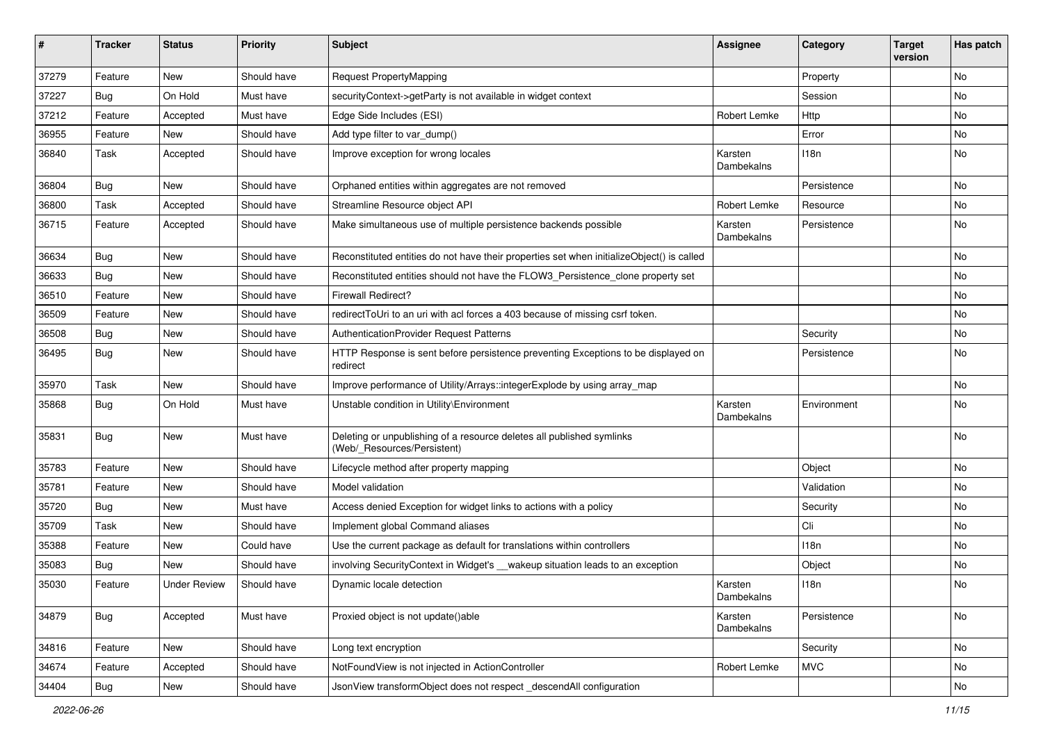| # | Tracker | Status | Priority | Subject | Assignee | Category | Target version | Has patch |
|---|---|---|---|---|---|---|---|---|
| 37279 | Feature | New | Should have | Request PropertyMapping | | Property | | No |
| 37227 | Bug | On Hold | Must have | securityContext->getParty is not available in widget context | | Session | | No |
| 37212 | Feature | Accepted | Must have | Edge Side Includes (ESI) | Robert Lemke | Http | | No |
| 36955 | Feature | New | Should have | Add type filter to var_dump() | | Error | | No |
| 36840 | Task | Accepted | Should have | Improve exception for wrong locales | Karsten Dambekalns | I18n | | No |
| 36804 | Bug | New | Should have | Orphaned entities within aggregates are not removed | | Persistence | | No |
| 36800 | Task | Accepted | Should have | Streamline Resource object API | Robert Lemke | Resource | | No |
| 36715 | Feature | Accepted | Should have | Make simultaneous use of multiple persistence backends possible | Karsten Dambekalns | Persistence | | No |
| 36634 | Bug | New | Should have | Reconstituted entities do not have their properties set when initializeObject() is called | | | | No |
| 36633 | Bug | New | Should have | Reconstituted entities should not have the FLOW3_Persistence_clone property set | | | | No |
| 36510 | Feature | New | Should have | Firewall Redirect? | | | | No |
| 36509 | Feature | New | Should have | redirectToUri to an uri with acl forces a 403 because of missing csrf token. | | | | No |
| 36508 | Bug | New | Should have | AuthenticationProvider Request Patterns | | Security | | No |
| 36495 | Bug | New | Should have | HTTP Response is sent before persistence preventing Exceptions to be displayed on redirect | | Persistence | | No |
| 35970 | Task | New | Should have | Improve performance of Utility/Arrays::integerExplode by using array_map | | | | No |
| 35868 | Bug | On Hold | Must have | Unstable condition in Utility\Environment | Karsten Dambekalns | Environment | | No |
| 35831 | Bug | New | Must have | Deleting or unpublishing of a resource deletes all published symlinks (Web/_Resources/Persistent) | | | | No |
| 35783 | Feature | New | Should have | Lifecycle method after property mapping | | Object | | No |
| 35781 | Feature | New | Should have | Model validation | | Validation | | No |
| 35720 | Bug | New | Must have | Access denied Exception for widget links to actions with a policy | | Security | | No |
| 35709 | Task | New | Should have | Implement global Command aliases | | Cli | | No |
| 35388 | Feature | New | Could have | Use the current package as default for translations within controllers | | I18n | | No |
| 35083 | Bug | New | Should have | involving SecurityContext in Widget's __wakeup situation leads to an exception | | Object | | No |
| 35030 | Feature | Under Review | Should have | Dynamic locale detection | Karsten Dambekalns | I18n | | No |
| 34879 | Bug | Accepted | Must have | Proxied object is not update()able | Karsten Dambekalns | Persistence | | No |
| 34816 | Feature | New | Should have | Long text encryption | | Security | | No |
| 34674 | Feature | Accepted | Should have | NotFoundView is not injected in ActionController | Robert Lemke | MVC | | No |
| 34404 | Bug | New | Should have | JsonView transformObject does not respect _descendAll configuration | | | | No |

2022-06-26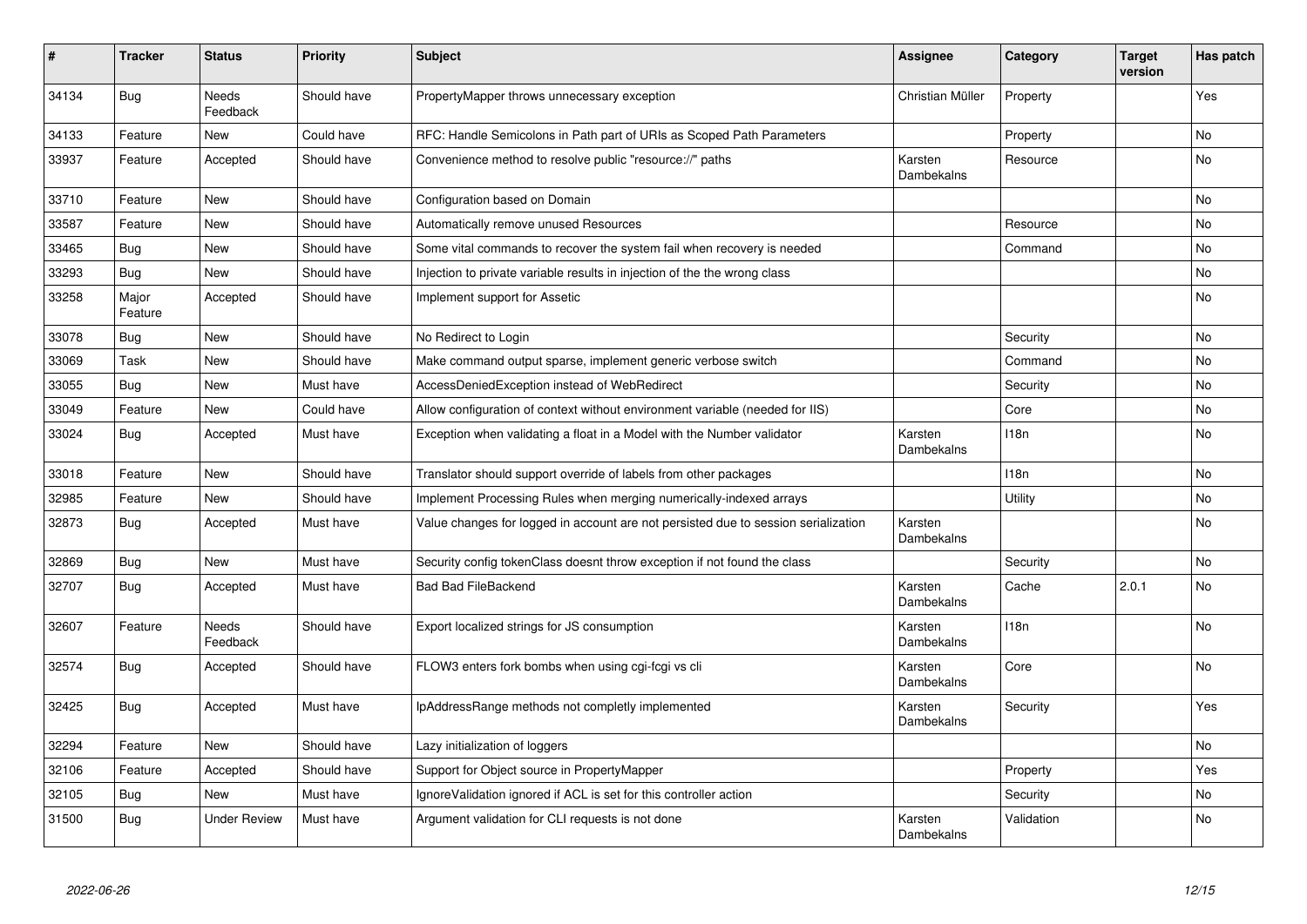| # | Tracker | Status | Priority | Subject | Assignee | Category | Target version | Has patch |
|---|---|---|---|---|---|---|---|---|
| 34134 | Bug | Needs Feedback | Should have | PropertyMapper throws unnecessary exception | Christian Müller | Property | | Yes |
| 34133 | Feature | New | Could have | RFC: Handle Semicolons in Path part of URIs as Scoped Path Parameters | | Property | | No |
| 33937 | Feature | Accepted | Should have | Convenience method to resolve public "resource://" paths | Karsten Dambekalns | Resource | | No |
| 33710 | Feature | New | Should have | Configuration based on Domain | | | | No |
| 33587 | Feature | New | Should have | Automatically remove unused Resources | | Resource | | No |
| 33465 | Bug | New | Should have | Some vital commands to recover the system fail when recovery is needed | | Command | | No |
| 33293 | Bug | New | Should have | Injection to private variable results in injection of the the wrong class | | | | No |
| 33258 | Major Feature | Accepted | Should have | Implement support for Assetic | | | | No |
| 33078 | Bug | New | Should have | No Redirect to Login | | Security | | No |
| 33069 | Task | New | Should have | Make command output sparse, implement generic verbose switch | | Command | | No |
| 33055 | Bug | New | Must have | AccessDeniedException instead of WebRedirect | | Security | | No |
| 33049 | Feature | New | Could have | Allow configuration of context without environment variable (needed for IIS) | | Core | | No |
| 33024 | Bug | Accepted | Must have | Exception when validating a float in a Model with the Number validator | Karsten Dambekalns | I18n | | No |
| 33018 | Feature | New | Should have | Translator should support override of labels from other packages | | I18n | | No |
| 32985 | Feature | New | Should have | Implement Processing Rules when merging numerically-indexed arrays | | Utility | | No |
| 32873 | Bug | Accepted | Must have | Value changes for logged in account are not persisted due to session serialization | Karsten Dambekalns | | | No |
| 32869 | Bug | New | Must have | Security config tokenClass doesnt throw exception if not found the class | | Security | | No |
| 32707 | Bug | Accepted | Must have | Bad Bad FileBackend | Karsten Dambekalns | Cache | 2.0.1 | No |
| 32607 | Feature | Needs Feedback | Should have | Export localized strings for JS consumption | Karsten Dambekalns | I18n | | No |
| 32574 | Bug | Accepted | Should have | FLOW3 enters fork bombs when using cgi-fcgi vs cli | Karsten Dambekalns | Core | | No |
| 32425 | Bug | Accepted | Must have | IpAddressRange methods not completly implemented | Karsten Dambekalns | Security | | Yes |
| 32294 | Feature | New | Should have | Lazy initialization of loggers | | | | No |
| 32106 | Feature | Accepted | Should have | Support for Object source in PropertyMapper | | Property | | Yes |
| 32105 | Bug | New | Must have | IgnoreValidation ignored if ACL is set for this controller action | | Security | | No |
| 31500 | Bug | Under Review | Must have | Argument validation for CLI requests is not done | Karsten Dambekalns | Validation | | No |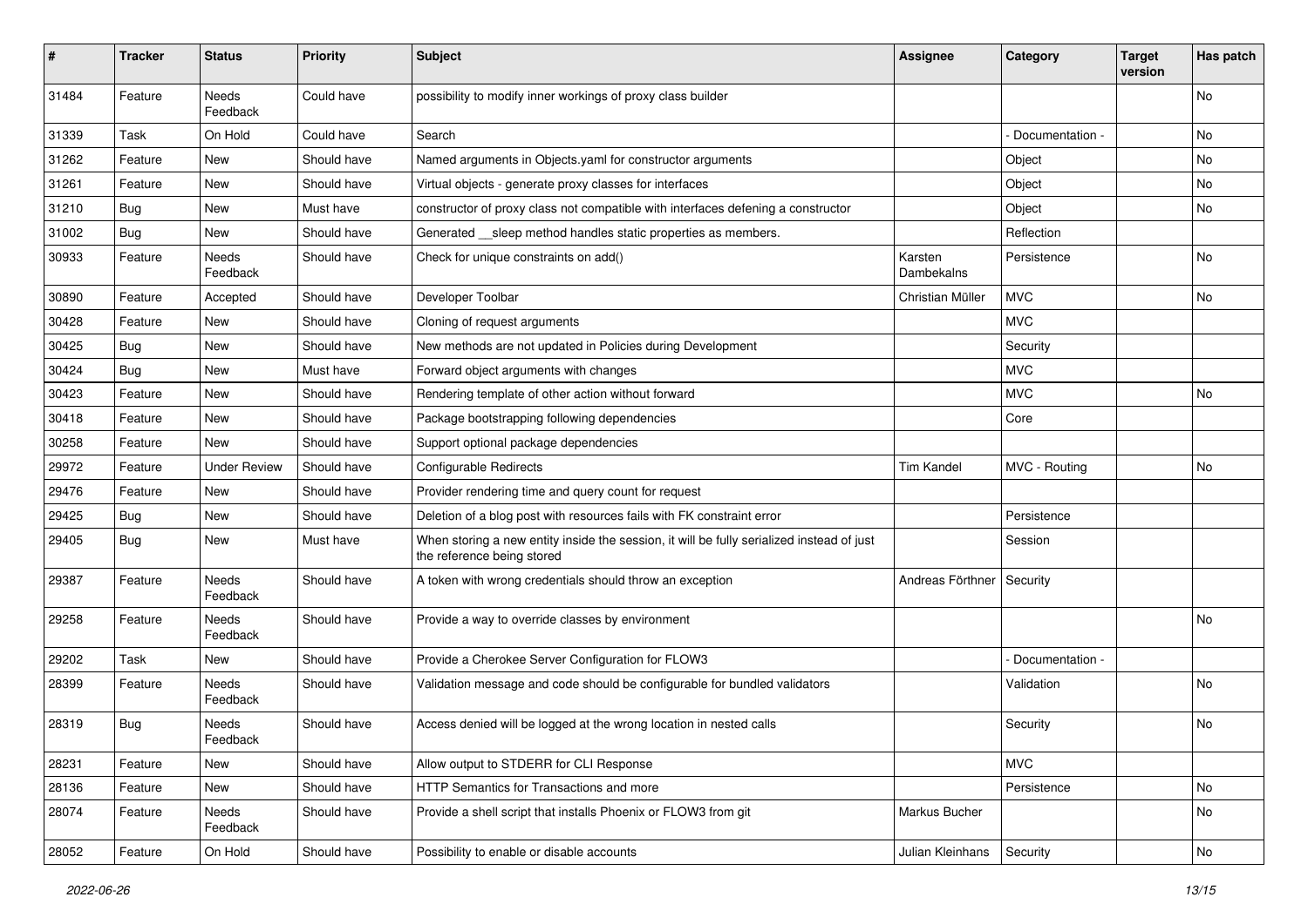| # | Tracker | Status | Priority | Subject | Assignee | Category | Target version | Has patch |
|---|---|---|---|---|---|---|---|---|
| 31484 | Feature | Needs Feedback | Could have | possibility to modify inner workings of proxy class builder | | | | No |
| 31339 | Task | On Hold | Could have | Search | | - Documentation - | | No |
| 31262 | Feature | New | Should have | Named arguments in Objects.yaml for constructor arguments | | Object | | No |
| 31261 | Feature | New | Should have | Virtual objects - generate proxy classes for interfaces | | Object | | No |
| 31210 | Bug | New | Must have | constructor of proxy class not compatible with interfaces defening a constructor | | Object | | No |
| 31002 | Bug | New | Should have | Generated __sleep method handles static properties as members. | | Reflection | | |
| 30933 | Feature | Needs Feedback | Should have | Check for unique constraints on add() | Karsten Dambekalns | Persistence | | No |
| 30890 | Feature | Accepted | Should have | Developer Toolbar | Christian Müller | MVC | | No |
| 30428 | Feature | New | Should have | Cloning of request arguments | | MVC | | |
| 30425 | Bug | New | Should have | New methods are not updated in Policies during Development | | Security | | |
| 30424 | Bug | New | Must have | Forward object arguments with changes | | MVC | | |
| 30423 | Feature | New | Should have | Rendering template of other action without forward | | MVC | | No |
| 30418 | Feature | New | Should have | Package bootstrapping following dependencies | | Core | | |
| 30258 | Feature | New | Should have | Support optional package dependencies | | | | |
| 29972 | Feature | Under Review | Should have | Configurable Redirects | Tim Kandel | MVC - Routing | | No |
| 29476 | Feature | New | Should have | Provider rendering time and query count for request | | | | |
| 29425 | Bug | New | Should have | Deletion of a blog post with resources fails with FK constraint error | | Persistence | | |
| 29405 | Bug | New | Must have | When storing a new entity inside the session, it will be fully serialized instead of just the reference being stored | | Session | | |
| 29387 | Feature | Needs Feedback | Should have | A token with wrong credentials should throw an exception | Andreas Förthner | Security | | |
| 29258 | Feature | Needs Feedback | Should have | Provide a way to override classes by environment | | | | No |
| 29202 | Task | New | Should have | Provide a Cherokee Server Configuration for FLOW3 | | - Documentation - | | |
| 28399 | Feature | Needs Feedback | Should have | Validation message and code should be configurable for bundled validators | | Validation | | No |
| 28319 | Bug | Needs Feedback | Should have | Access denied will be logged at the wrong location in nested calls | | Security | | No |
| 28231 | Feature | New | Should have | Allow output to STDERR for CLI Response | | MVC | | |
| 28136 | Feature | New | Should have | HTTP Semantics for Transactions and more | | Persistence | | No |
| 28074 | Feature | Needs Feedback | Should have | Provide a shell script that installs Phoenix or FLOW3 from git | Markus Bucher | | | No |
| 28052 | Feature | On Hold | Should have | Possibility to enable or disable accounts | Julian Kleinhans | Security | | No |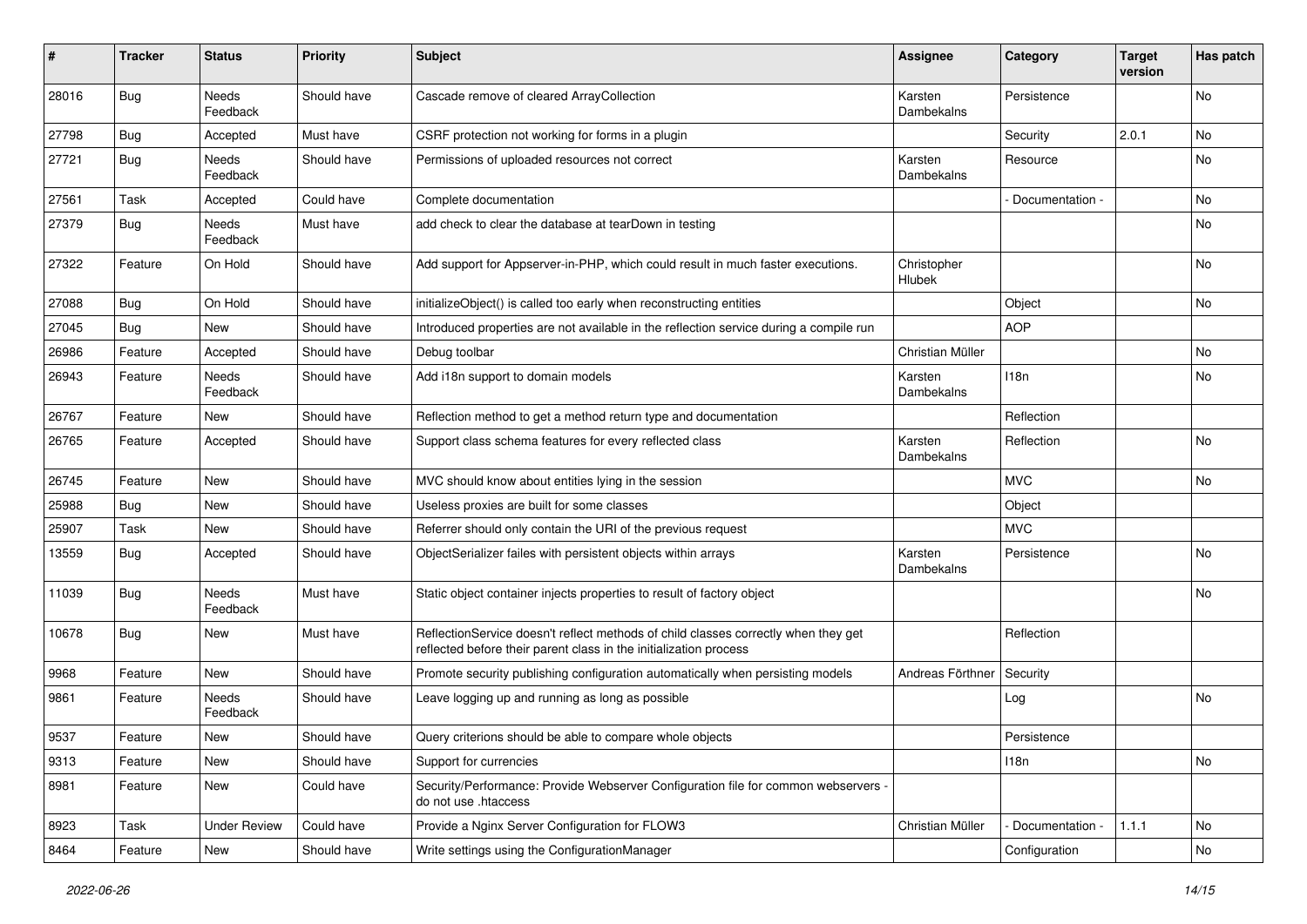| # | Tracker | Status | Priority | Subject | Assignee | Category | Target version | Has patch |
|---|---|---|---|---|---|---|---|---|
| 28016 | Bug | Needs Feedback | Should have | Cascade remove of cleared ArrayCollection | Karsten Dambekalns | Persistence | | No |
| 27798 | Bug | Accepted | Must have | CSRF protection not working for forms in a plugin | | Security | 2.0.1 | No |
| 27721 | Bug | Needs Feedback | Should have | Permissions of uploaded resources not correct | Karsten Dambekalns | Resource | | No |
| 27561 | Task | Accepted | Could have | Complete documentation | | - Documentation - | | No |
| 27379 | Bug | Needs Feedback | Must have | add check to clear the database at tearDown in testing | | | | No |
| 27322 | Feature | On Hold | Should have | Add support for Appserver-in-PHP, which could result in much faster executions. | Christopher Hlubek | | | No |
| 27088 | Bug | On Hold | Should have | initializeObject() is called too early when reconstructing entities | | Object | | No |
| 27045 | Bug | New | Should have | Introduced properties are not available in the reflection service during a compile run | | AOP | | |
| 26986 | Feature | Accepted | Should have | Debug toolbar | Christian Müller | | | No |
| 26943 | Feature | Needs Feedback | Should have | Add i18n support to domain models | Karsten Dambekalns | I18n | | No |
| 26767 | Feature | New | Should have | Reflection method to get a method return type and documentation | | Reflection | | |
| 26765 | Feature | Accepted | Should have | Support class schema features for every reflected class | Karsten Dambekalns | Reflection | | No |
| 26745 | Feature | New | Should have | MVC should know about entities lying in the session | | MVC | | No |
| 25988 | Bug | New | Should have | Useless proxies are built for some classes | | Object | | |
| 25907 | Task | New | Should have | Referrer should only contain the URI of the previous request | | MVC | | |
| 13559 | Bug | Accepted | Should have | ObjectSerializer failes with persistent objects within arrays | Karsten Dambekalns | Persistence | | No |
| 11039 | Bug | Needs Feedback | Must have | Static object container injects properties to result of factory object | | | | No |
| 10678 | Bug | New | Must have | ReflectionService doesn't reflect methods of child classes correctly when they get reflected before their parent class in the initialization process | | Reflection | | |
| 9968 | Feature | New | Should have | Promote security publishing configuration automatically when persisting models | Andreas Förthner | Security | | |
| 9861 | Feature | Needs Feedback | Should have | Leave logging up and running as long as possible | | Log | | No |
| 9537 | Feature | New | Should have | Query criterions should be able to compare whole objects | | Persistence | | |
| 9313 | Feature | New | Should have | Support for currencies | | I18n | | No |
| 8981 | Feature | New | Could have | Security/Performance: Provide Webserver Configuration file for common webservers - do not use .htaccess | | | | |
| 8923 | Task | Under Review | Could have | Provide a Nginx Server Configuration for FLOW3 | Christian Müller | - Documentation - | 1.1.1 | No |
| 8464 | Feature | New | Should have | Write settings using the ConfigurationManager | | Configuration | | No |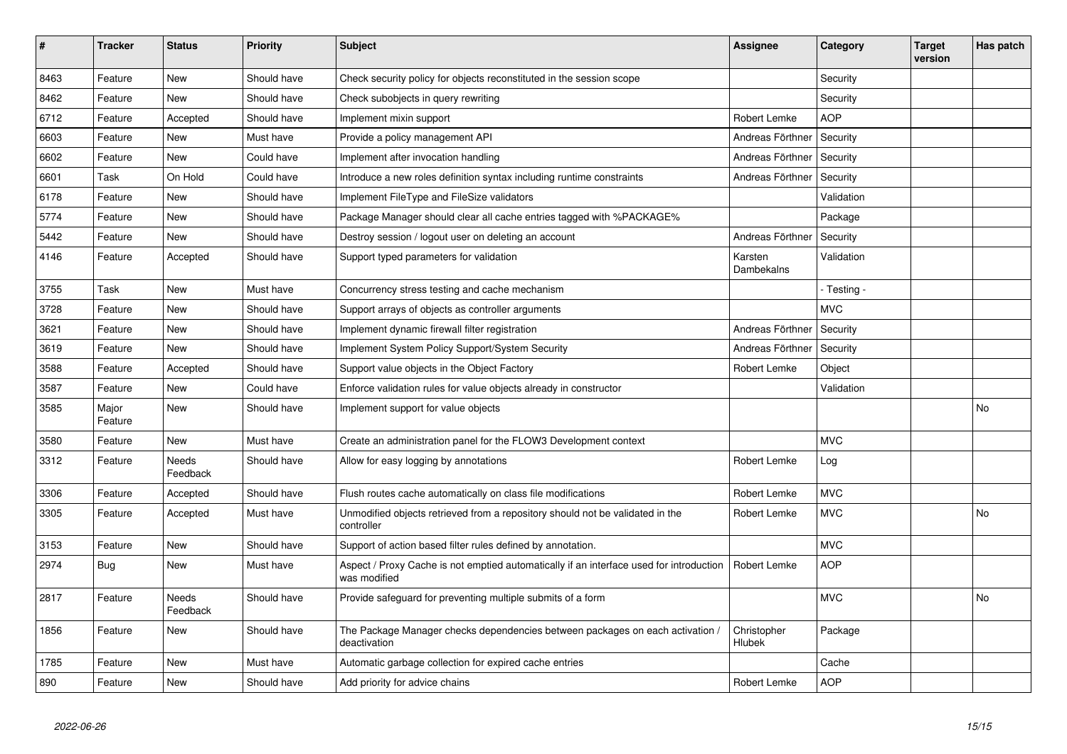| # | Tracker | Status | Priority | Subject | Assignee | Category | Target version | Has patch |
| --- | --- | --- | --- | --- | --- | --- | --- | --- |
| 8463 | Feature | New | Should have | Check security policy for objects reconstituted in the session scope | | Security | | |
| 8462 | Feature | New | Should have | Check subobjects in query rewriting | | Security | | |
| 6712 | Feature | Accepted | Should have | Implement mixin support | Robert Lemke | AOP | | |
| 6603 | Feature | New | Must have | Provide a policy management API | Andreas Förthner | Security | | |
| 6602 | Feature | New | Could have | Implement after invocation handling | Andreas Förthner | Security | | |
| 6601 | Task | On Hold | Could have | Introduce a new roles definition syntax including runtime constraints | Andreas Förthner | Security | | |
| 6178 | Feature | New | Should have | Implement FileType and FileSize validators | | Validation | | |
| 5774 | Feature | New | Should have | Package Manager should clear all cache entries tagged with %PACKAGE% | | Package | | |
| 5442 | Feature | New | Should have | Destroy session / logout user on deleting an account | Andreas Förthner | Security | | |
| 4146 | Feature | Accepted | Should have | Support typed parameters for validation | Karsten Dambekalns | Validation | | |
| 3755 | Task | New | Must have | Concurrency stress testing and cache mechanism | | - Testing - | | |
| 3728 | Feature | New | Should have | Support arrays of objects as controller arguments | | MVC | | |
| 3621 | Feature | New | Should have | Implement dynamic firewall filter registration | Andreas Förthner | Security | | |
| 3619 | Feature | New | Should have | Implement System Policy Support/System Security | Andreas Förthner | Security | | |
| 3588 | Feature | Accepted | Should have | Support value objects in the Object Factory | Robert Lemke | Object | | |
| 3587 | Feature | New | Could have | Enforce validation rules for value objects already in constructor | | Validation | | |
| 3585 | Major Feature | New | Should have | Implement support for value objects | | | | No |
| 3580 | Feature | New | Must have | Create an administration panel for the FLOW3 Development context | | MVC | | |
| 3312 | Feature | Needs Feedback | Should have | Allow for easy logging by annotations | Robert Lemke | Log | | |
| 3306 | Feature | Accepted | Should have | Flush routes cache automatically on class file modifications | Robert Lemke | MVC | | |
| 3305 | Feature | Accepted | Must have | Unmodified objects retrieved from a repository should not be validated in the controller | Robert Lemke | MVC | | No |
| 3153 | Feature | New | Should have | Support of action based filter rules defined by annotation. | | MVC | | |
| 2974 | Bug | New | Must have | Aspect / Proxy Cache is not emptied automatically if an interface used for introduction was modified | Robert Lemke | AOP | | |
| 2817 | Feature | Needs Feedback | Should have | Provide safeguard for preventing multiple submits of a form | | MVC | | No |
| 1856 | Feature | New | Should have | The Package Manager checks dependencies between packages on each activation / deactivation | Christopher Hlubek | Package | | |
| 1785 | Feature | New | Must have | Automatic garbage collection for expired cache entries | | Cache | | |
| 890 | Feature | New | Should have | Add priority for advice chains | Robert Lemke | AOP | | |